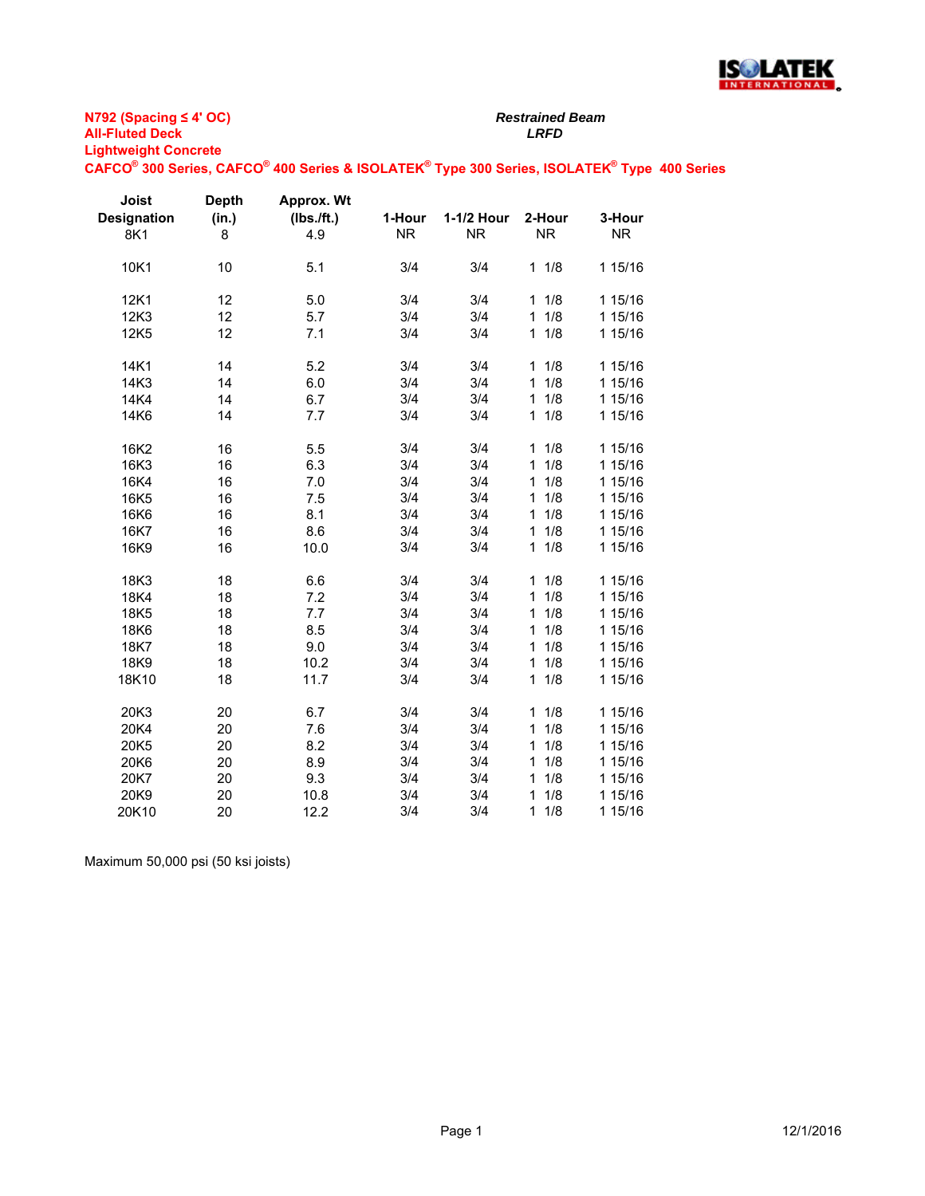**N792 (Spacing ≤ 4' OC)**
**All-Fluted Deck**
**Lightweight Concrete**
**CAFCO® 300 Series, CAFCO® 400 Series & ISOLATEK® Type 300 Series, ISOLATEK® Type 400 Series**

***Restrained Beam***
***LRFD***

| Joist Designation | Depth (in.) | Approx. Wt (lbs./ft.) | 1-Hour | 1-1/2 Hour | 2-Hour | 3-Hour |
|---|---|---|---|---|---|---|
| 8K1 | 8 | 4.9 | NR | NR | NR | NR |
| 10K1 | 10 | 5.1 | 3/4 | 3/4 | 1 1/8 | 1 15/16 |
| 12K1 | 12 | 5.0 | 3/4 | 3/4 | 1 1/8 | 1 15/16 |
| 12K3 | 12 | 5.7 | 3/4 | 3/4 | 1 1/8 | 1 15/16 |
| 12K5 | 12 | 7.1 | 3/4 | 3/4 | 1 1/8 | 1 15/16 |
| 14K1 | 14 | 5.2 | 3/4 | 3/4 | 1 1/8 | 1 15/16 |
| 14K3 | 14 | 6.0 | 3/4 | 3/4 | 1 1/8 | 1 15/16 |
| 14K4 | 14 | 6.7 | 3/4 | 3/4 | 1 1/8 | 1 15/16 |
| 14K6 | 14 | 7.7 | 3/4 | 3/4 | 1 1/8 | 1 15/16 |
| 16K2 | 16 | 5.5 | 3/4 | 3/4 | 1 1/8 | 1 15/16 |
| 16K3 | 16 | 6.3 | 3/4 | 3/4 | 1 1/8 | 1 15/16 |
| 16K4 | 16 | 7.0 | 3/4 | 3/4 | 1 1/8 | 1 15/16 |
| 16K5 | 16 | 7.5 | 3/4 | 3/4 | 1 1/8 | 1 15/16 |
| 16K6 | 16 | 8.1 | 3/4 | 3/4 | 1 1/8 | 1 15/16 |
| 16K7 | 16 | 8.6 | 3/4 | 3/4 | 1 1/8 | 1 15/16 |
| 16K9 | 16 | 10.0 | 3/4 | 3/4 | 1 1/8 | 1 15/16 |
| 18K3 | 18 | 6.6 | 3/4 | 3/4 | 1 1/8 | 1 15/16 |
| 18K4 | 18 | 7.2 | 3/4 | 3/4 | 1 1/8 | 1 15/16 |
| 18K5 | 18 | 7.7 | 3/4 | 3/4 | 1 1/8 | 1 15/16 |
| 18K6 | 18 | 8.5 | 3/4 | 3/4 | 1 1/8 | 1 15/16 |
| 18K7 | 18 | 9.0 | 3/4 | 3/4 | 1 1/8 | 1 15/16 |
| 18K9 | 18 | 10.2 | 3/4 | 3/4 | 1 1/8 | 1 15/16 |
| 18K10 | 18 | 11.7 | 3/4 | 3/4 | 1 1/8 | 1 15/16 |
| 20K3 | 20 | 6.7 | 3/4 | 3/4 | 1 1/8 | 1 15/16 |
| 20K4 | 20 | 7.6 | 3/4 | 3/4 | 1 1/8 | 1 15/16 |
| 20K5 | 20 | 8.2 | 3/4 | 3/4 | 1 1/8 | 1 15/16 |
| 20K6 | 20 | 8.9 | 3/4 | 3/4 | 1 1/8 | 1 15/16 |
| 20K7 | 20 | 9.3 | 3/4 | 3/4 | 1 1/8 | 1 15/16 |
| 20K9 | 20 | 10.8 | 3/4 | 3/4 | 1 1/8 | 1 15/16 |
| 20K10 | 20 | 12.2 | 3/4 | 3/4 | 1 1/8 | 1 15/16 |

Maximum 50,000 psi (50 ksi joists)

12/1/2016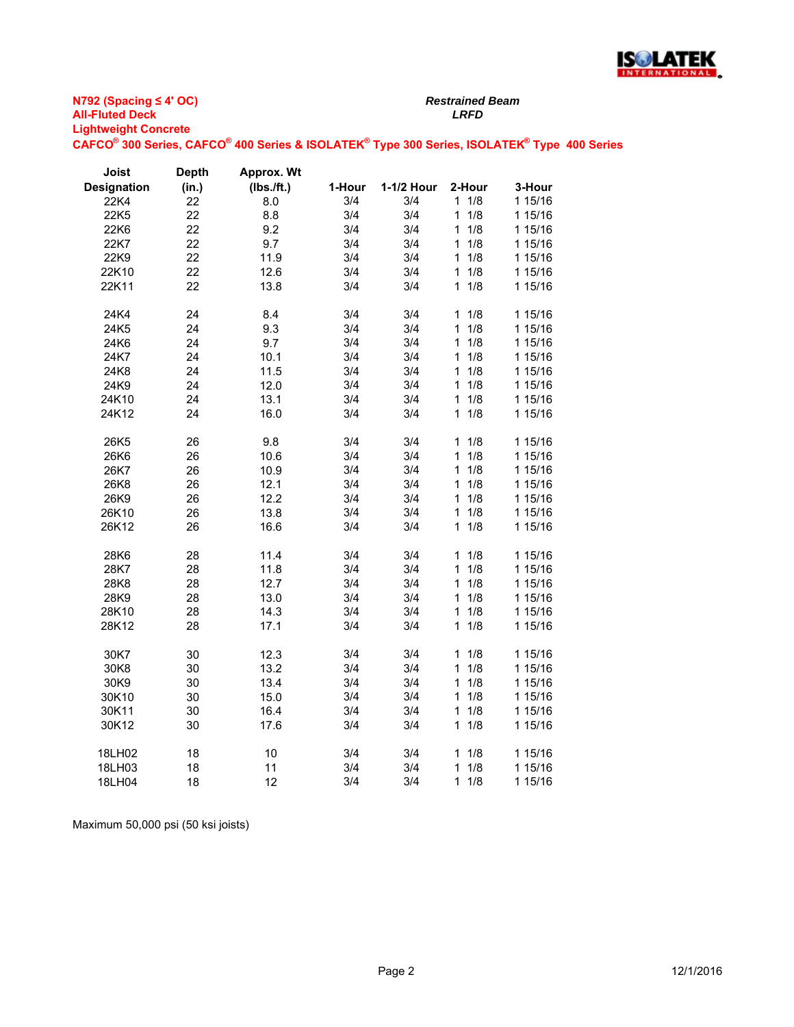**N792 (Spacing ≤ 4' OC)**
**All-Fluted Deck**
**Lightweight Concrete**
**CAFCO® 300 Series, CAFCO® 400 Series & ISOLATEK® Type 300 Series, ISOLATEK® Type 400 Series**

***Restrained Beam***
***LRFD***

| Joist Designation | Depth (in.) | Approx. Wt (lbs./ft.) | 1-Hour | 1-1/2 Hour | 2-Hour | 3-Hour |
|---|---|---|---|---|---|---|
| 22K4 | 22 | 8.0 | 3/4 | 3/4 | 1 1/8 | 1 15/16 |
| 22K5 | 22 | 8.8 | 3/4 | 3/4 | 1 1/8 | 1 15/16 |
| 22K6 | 22 | 9.2 | 3/4 | 3/4 | 1 1/8 | 1 15/16 |
| 22K7 | 22 | 9.7 | 3/4 | 3/4 | 1 1/8 | 1 15/16 |
| 22K9 | 22 | 11.9 | 3/4 | 3/4 | 1 1/8 | 1 15/16 |
| 22K10 | 22 | 12.6 | 3/4 | 3/4 | 1 1/8 | 1 15/16 |
| 22K11 | 22 | 13.8 | 3/4 | 3/4 | 1 1/8 | 1 15/16 |
| | | | | | | |
| 24K4 | 24 | 8.4 | 3/4 | 3/4 | 1 1/8 | 1 15/16 |
| 24K5 | 24 | 9.3 | 3/4 | 3/4 | 1 1/8 | 1 15/16 |
| 24K6 | 24 | 9.7 | 3/4 | 3/4 | 1 1/8 | 1 15/16 |
| 24K7 | 24 | 10.1 | 3/4 | 3/4 | 1 1/8 | 1 15/16 |
| 24K8 | 24 | 11.5 | 3/4 | 3/4 | 1 1/8 | 1 15/16 |
| 24K9 | 24 | 12.0 | 3/4 | 3/4 | 1 1/8 | 1 15/16 |
| 24K10 | 24 | 13.1 | 3/4 | 3/4 | 1 1/8 | 1 15/16 |
| 24K12 | 24 | 16.0 | 3/4 | 3/4 | 1 1/8 | 1 15/16 |
| | | | | | | |
| 26K5 | 26 | 9.8 | 3/4 | 3/4 | 1 1/8 | 1 15/16 |
| 26K6 | 26 | 10.6 | 3/4 | 3/4 | 1 1/8 | 1 15/16 |
| 26K7 | 26 | 10.9 | 3/4 | 3/4 | 1 1/8 | 1 15/16 |
| 26K8 | 26 | 12.1 | 3/4 | 3/4 | 1 1/8 | 1 15/16 |
| 26K9 | 26 | 12.2 | 3/4 | 3/4 | 1 1/8 | 1 15/16 |
| 26K10 | 26 | 13.8 | 3/4 | 3/4 | 1 1/8 | 1 15/16 |
| 26K12 | 26 | 16.6 | 3/4 | 3/4 | 1 1/8 | 1 15/16 |
| | | | | | | |
| 28K6 | 28 | 11.4 | 3/4 | 3/4 | 1 1/8 | 1 15/16 |
| 28K7 | 28 | 11.8 | 3/4 | 3/4 | 1 1/8 | 1 15/16 |
| 28K8 | 28 | 12.7 | 3/4 | 3/4 | 1 1/8 | 1 15/16 |
| 28K9 | 28 | 13.0 | 3/4 | 3/4 | 1 1/8 | 1 15/16 |
| 28K10 | 28 | 14.3 | 3/4 | 3/4 | 1 1/8 | 1 15/16 |
| 28K12 | 28 | 17.1 | 3/4 | 3/4 | 1 1/8 | 1 15/16 |
| | | | | | | |
| 30K7 | 30 | 12.3 | 3/4 | 3/4 | 1 1/8 | 1 15/16 |
| 30K8 | 30 | 13.2 | 3/4 | 3/4 | 1 1/8 | 1 15/16 |
| 30K9 | 30 | 13.4 | 3/4 | 3/4 | 1 1/8 | 1 15/16 |
| 30K10 | 30 | 15.0 | 3/4 | 3/4 | 1 1/8 | 1 15/16 |
| 30K11 | 30 | 16.4 | 3/4 | 3/4 | 1 1/8 | 1 15/16 |
| 30K12 | 30 | 17.6 | 3/4 | 3/4 | 1 1/8 | 1 15/16 |
| | | | | | | |
| 18LH02 | 18 | 10 | 3/4 | 3/4 | 1 1/8 | 1 15/16 |
| 18LH03 | 18 | 11 | 3/4 | 3/4 | 1 1/8 | 1 15/16 |
| 18LH04 | 18 | 12 | 3/4 | 3/4 | 1 1/8 | 1 15/16 |

Maximum 50,000 psi (50 ksi joists)

12/1/2016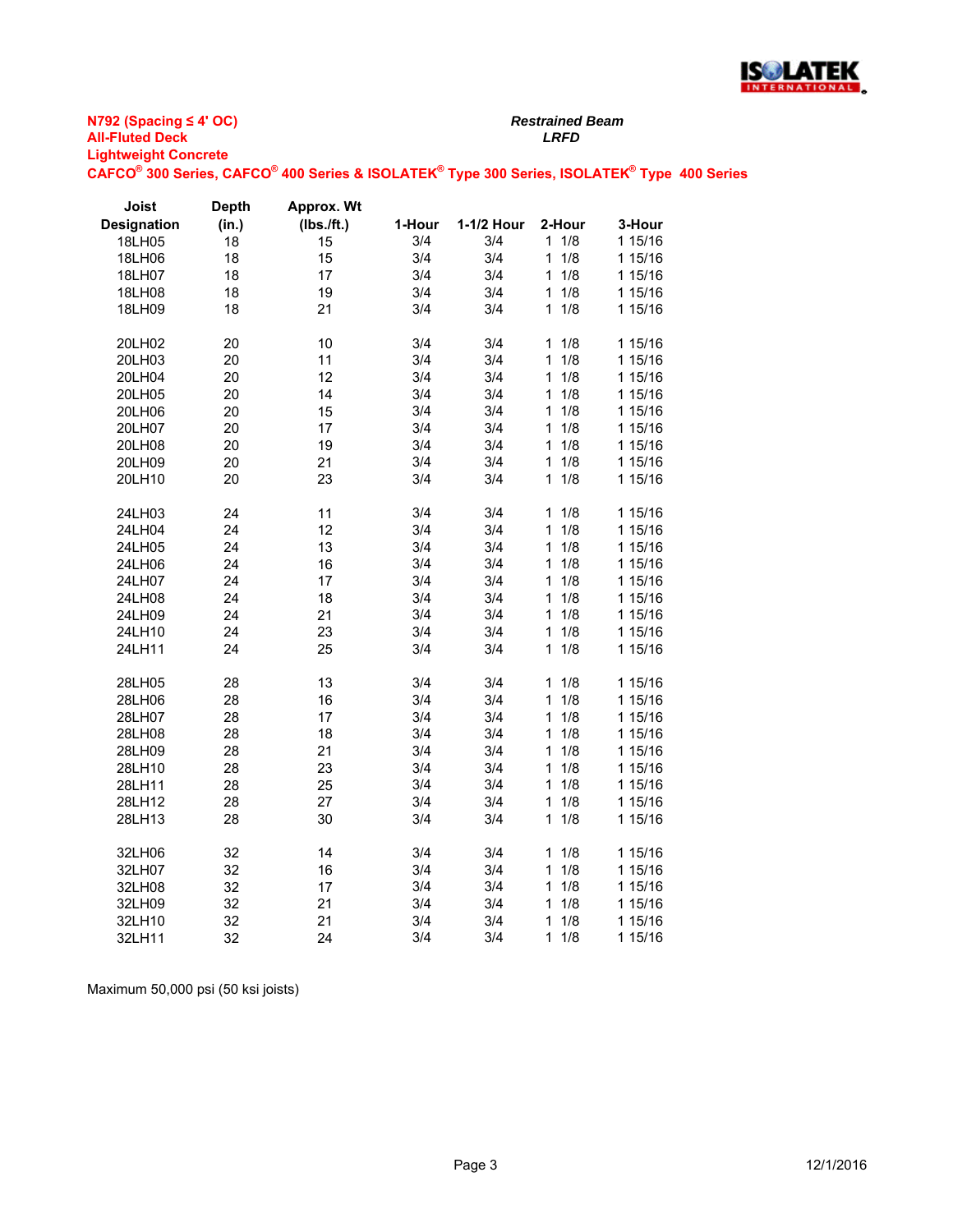**N792 (Spacing ≤ 4' OC)**
**All-Fluted Deck**
**Lightweight Concrete**
**CAFCO® 300 Series, CAFCO® 400 Series & ISOLATEK® Type 300 Series, ISOLATEK® Type 400 Series**

***Restrained Beam***
***LRFD***

| Joist Designation | Depth (in.) | Approx. Wt (lbs./ft.) | 1-Hour | 1-1/2 Hour | 2-Hour | 3-Hour |
|---|---|---|---|---|---|---|
| 18LH05 | 18 | 15 | 3/4 | 3/4 | 1 1/8 | 1 15/16 |
| 18LH06 | 18 | 15 | 3/4 | 3/4 | 1 1/8 | 1 15/16 |
| 18LH07 | 18 | 17 | 3/4 | 3/4 | 1 1/8 | 1 15/16 |
| 18LH08 | 18 | 19 | 3/4 | 3/4 | 1 1/8 | 1 15/16 |
| 18LH09 | 18 | 21 | 3/4 | 3/4 | 1 1/8 | 1 15/16 |
| | | | | | | |
| 20LH02 | 20 | 10 | 3/4 | 3/4 | 1 1/8 | 1 15/16 |
| 20LH03 | 20 | 11 | 3/4 | 3/4 | 1 1/8 | 1 15/16 |
| 20LH04 | 20 | 12 | 3/4 | 3/4 | 1 1/8 | 1 15/16 |
| 20LH05 | 20 | 14 | 3/4 | 3/4 | 1 1/8 | 1 15/16 |
| 20LH06 | 20 | 15 | 3/4 | 3/4 | 1 1/8 | 1 15/16 |
| 20LH07 | 20 | 17 | 3/4 | 3/4 | 1 1/8 | 1 15/16 |
| 20LH08 | 20 | 19 | 3/4 | 3/4 | 1 1/8 | 1 15/16 |
| 20LH09 | 20 | 21 | 3/4 | 3/4 | 1 1/8 | 1 15/16 |
| 20LH10 | 20 | 23 | 3/4 | 3/4 | 1 1/8 | 1 15/16 |
| | | | | | | |
| 24LH03 | 24 | 11 | 3/4 | 3/4 | 1 1/8 | 1 15/16 |
| 24LH04 | 24 | 12 | 3/4 | 3/4 | 1 1/8 | 1 15/16 |
| 24LH05 | 24 | 13 | 3/4 | 3/4 | 1 1/8 | 1 15/16 |
| 24LH06 | 24 | 16 | 3/4 | 3/4 | 1 1/8 | 1 15/16 |
| 24LH07 | 24 | 17 | 3/4 | 3/4 | 1 1/8 | 1 15/16 |
| 24LH08 | 24 | 18 | 3/4 | 3/4 | 1 1/8 | 1 15/16 |
| 24LH09 | 24 | 21 | 3/4 | 3/4 | 1 1/8 | 1 15/16 |
| 24LH10 | 24 | 23 | 3/4 | 3/4 | 1 1/8 | 1 15/16 |
| 24LH11 | 24 | 25 | 3/4 | 3/4 | 1 1/8 | 1 15/16 |
| | | | | | | |
| 28LH05 | 28 | 13 | 3/4 | 3/4 | 1 1/8 | 1 15/16 |
| 28LH06 | 28 | 16 | 3/4 | 3/4 | 1 1/8 | 1 15/16 |
| 28LH07 | 28 | 17 | 3/4 | 3/4 | 1 1/8 | 1 15/16 |
| 28LH08 | 28 | 18 | 3/4 | 3/4 | 1 1/8 | 1 15/16 |
| 28LH09 | 28 | 21 | 3/4 | 3/4 | 1 1/8 | 1 15/16 |
| 28LH10 | 28 | 23 | 3/4 | 3/4 | 1 1/8 | 1 15/16 |
| 28LH11 | 28 | 25 | 3/4 | 3/4 | 1 1/8 | 1 15/16 |
| 28LH12 | 28 | 27 | 3/4 | 3/4 | 1 1/8 | 1 15/16 |
| 28LH13 | 28 | 30 | 3/4 | 3/4 | 1 1/8 | 1 15/16 |
| | | | | | | |
| 32LH06 | 32 | 14 | 3/4 | 3/4 | 1 1/8 | 1 15/16 |
| 32LH07 | 32 | 16 | 3/4 | 3/4 | 1 1/8 | 1 15/16 |
| 32LH08 | 32 | 17 | 3/4 | 3/4 | 1 1/8 | 1 15/16 |
| 32LH09 | 32 | 21 | 3/4 | 3/4 | 1 1/8 | 1 15/16 |
| 32LH10 | 32 | 21 | 3/4 | 3/4 | 1 1/8 | 1 15/16 |
| 32LH11 | 32 | 24 | 3/4 | 3/4 | 1 1/8 | 1 15/16 |

Maximum 50,000 psi (50 ksi joists)

12/1/2016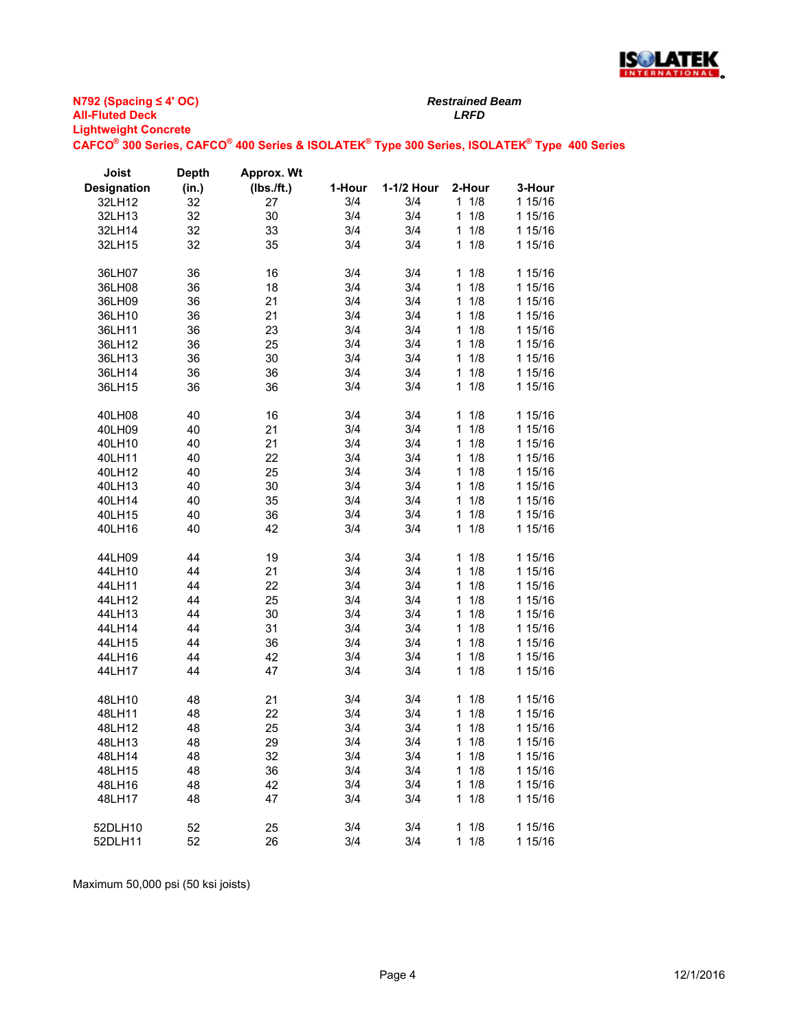**N792 (Spacing ≤ 4' OC)**
**All-Fluted Deck**
**Lightweight Concrete**
**CAFCO® 300 Series, CAFCO® 400 Series & ISOLATEK® Type 300 Series, ISOLATEK® Type 400 Series**

***Restrained Beam***
***LRFD***

| Joist Designation | Depth (in.) | Approx. Wt (lbs./ft.) | 1-Hour | 1-1/2 Hour | 2-Hour | 3-Hour |
|---|---|---|---|---|---|---|
| 32LH12 | 32 | 27 | 3/4 | 3/4 | 1 1/8 | 1 15/16 |
| 32LH13 | 32 | 30 | 3/4 | 3/4 | 1 1/8 | 1 15/16 |
| 32LH14 | 32 | 33 | 3/4 | 3/4 | 1 1/8 | 1 15/16 |
| 32LH15 | 32 | 35 | 3/4 | 3/4 | 1 1/8 | 1 15/16 |
| | | | | | | |
| 36LH07 | 36 | 16 | 3/4 | 3/4 | 1 1/8 | 1 15/16 |
| 36LH08 | 36 | 18 | 3/4 | 3/4 | 1 1/8 | 1 15/16 |
| 36LH09 | 36 | 21 | 3/4 | 3/4 | 1 1/8 | 1 15/16 |
| 36LH10 | 36 | 21 | 3/4 | 3/4 | 1 1/8 | 1 15/16 |
| 36LH11 | 36 | 23 | 3/4 | 3/4 | 1 1/8 | 1 15/16 |
| 36LH12 | 36 | 25 | 3/4 | 3/4 | 1 1/8 | 1 15/16 |
| 36LH13 | 36 | 30 | 3/4 | 3/4 | 1 1/8 | 1 15/16 |
| 36LH14 | 36 | 36 | 3/4 | 3/4 | 1 1/8 | 1 15/16 |
| 36LH15 | 36 | 36 | 3/4 | 3/4 | 1 1/8 | 1 15/16 |
| | | | | | | |
| 40LH08 | 40 | 16 | 3/4 | 3/4 | 1 1/8 | 1 15/16 |
| 40LH09 | 40 | 21 | 3/4 | 3/4 | 1 1/8 | 1 15/16 |
| 40LH10 | 40 | 21 | 3/4 | 3/4 | 1 1/8 | 1 15/16 |
| 40LH11 | 40 | 22 | 3/4 | 3/4 | 1 1/8 | 1 15/16 |
| 40LH12 | 40 | 25 | 3/4 | 3/4 | 1 1/8 | 1 15/16 |
| 40LH13 | 40 | 30 | 3/4 | 3/4 | 1 1/8 | 1 15/16 |
| 40LH14 | 40 | 35 | 3/4 | 3/4 | 1 1/8 | 1 15/16 |
| 40LH15 | 40 | 36 | 3/4 | 3/4 | 1 1/8 | 1 15/16 |
| 40LH16 | 40 | 42 | 3/4 | 3/4 | 1 1/8 | 1 15/16 |
| | | | | | | |
| 44LH09 | 44 | 19 | 3/4 | 3/4 | 1 1/8 | 1 15/16 |
| 44LH10 | 44 | 21 | 3/4 | 3/4 | 1 1/8 | 1 15/16 |
| 44LH11 | 44 | 22 | 3/4 | 3/4 | 1 1/8 | 1 15/16 |
| 44LH12 | 44 | 25 | 3/4 | 3/4 | 1 1/8 | 1 15/16 |
| 44LH13 | 44 | 30 | 3/4 | 3/4 | 1 1/8 | 1 15/16 |
| 44LH14 | 44 | 31 | 3/4 | 3/4 | 1 1/8 | 1 15/16 |
| 44LH15 | 44 | 36 | 3/4 | 3/4 | 1 1/8 | 1 15/16 |
| 44LH16 | 44 | 42 | 3/4 | 3/4 | 1 1/8 | 1 15/16 |
| 44LH17 | 44 | 47 | 3/4 | 3/4 | 1 1/8 | 1 15/16 |
| | | | | | | |
| 48LH10 | 48 | 21 | 3/4 | 3/4 | 1 1/8 | 1 15/16 |
| 48LH11 | 48 | 22 | 3/4 | 3/4 | 1 1/8 | 1 15/16 |
| 48LH12 | 48 | 25 | 3/4 | 3/4 | 1 1/8 | 1 15/16 |
| 48LH13 | 48 | 29 | 3/4 | 3/4 | 1 1/8 | 1 15/16 |
| 48LH14 | 48 | 32 | 3/4 | 3/4 | 1 1/8 | 1 15/16 |
| 48LH15 | 48 | 36 | 3/4 | 3/4 | 1 1/8 | 1 15/16 |
| 48LH16 | 48 | 42 | 3/4 | 3/4 | 1 1/8 | 1 15/16 |
| 48LH17 | 48 | 47 | 3/4 | 3/4 | 1 1/8 | 1 15/16 |
| | | | | | | |
| 52DLH10 | 52 | 25 | 3/4 | 3/4 | 1 1/8 | 1 15/16 |
| 52DLH11 | 52 | 26 | 3/4 | 3/4 | 1 1/8 | 1 15/16 |

Maximum 50,000 psi (50 ksi joists)

12/1/2016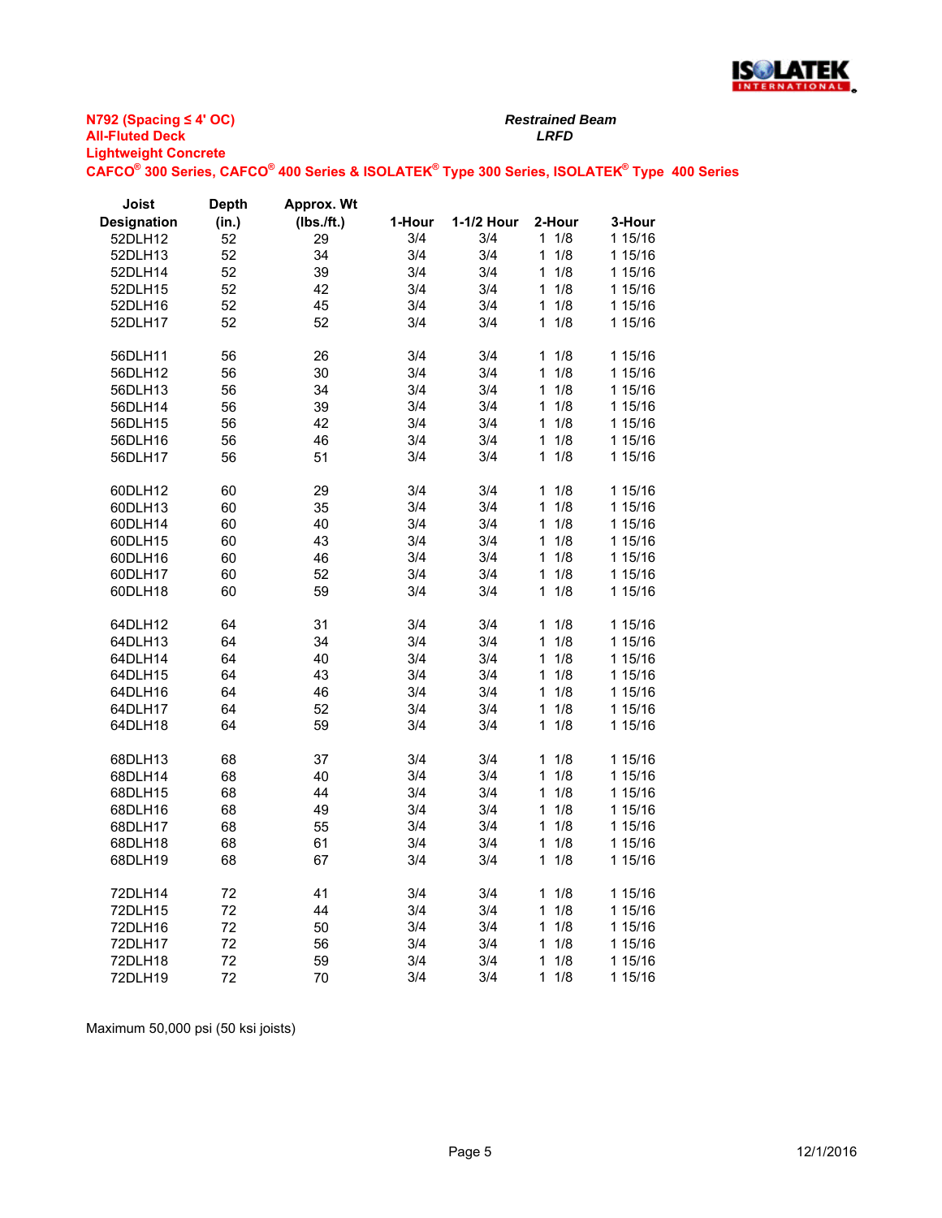**N792 (Spacing ≤ 4' OC)**
**All-Fluted Deck**
**Lightweight Concrete**
**CAFCO® 300 Series, CAFCO® 400 Series & ISOLATEK® Type 300 Series, ISOLATEK® Type 400 Series**

***Restrained Beam***
***LRFD***

| Joist Designation | Depth (in.) | Approx. Wt (lbs./ft.) | 1-Hour | 1-1/2 Hour | 2-Hour | 3-Hour |
|---|---|---|---|---|---|---|
| 52DLH12 | 52 | 29 | 3/4 | 3/4 | 1 1/8 | 1 15/16 |
| 52DLH13 | 52 | 34 | 3/4 | 3/4 | 1 1/8 | 1 15/16 |
| 52DLH14 | 52 | 39 | 3/4 | 3/4 | 1 1/8 | 1 15/16 |
| 52DLH15 | 52 | 42 | 3/4 | 3/4 | 1 1/8 | 1 15/16 |
| 52DLH16 | 52 | 45 | 3/4 | 3/4 | 1 1/8 | 1 15/16 |
| 52DLH17 | 52 | 52 | 3/4 | 3/4 | 1 1/8 | 1 15/16 |
| 56DLH11 | 56 | 26 | 3/4 | 3/4 | 1 1/8 | 1 15/16 |
| 56DLH12 | 56 | 30 | 3/4 | 3/4 | 1 1/8 | 1 15/16 |
| 56DLH13 | 56 | 34 | 3/4 | 3/4 | 1 1/8 | 1 15/16 |
| 56DLH14 | 56 | 39 | 3/4 | 3/4 | 1 1/8 | 1 15/16 |
| 56DLH15 | 56 | 42 | 3/4 | 3/4 | 1 1/8 | 1 15/16 |
| 56DLH16 | 56 | 46 | 3/4 | 3/4 | 1 1/8 | 1 15/16 |
| 56DLH17 | 56 | 51 | 3/4 | 3/4 | 1 1/8 | 1 15/16 |
| 60DLH12 | 60 | 29 | 3/4 | 3/4 | 1 1/8 | 1 15/16 |
| 60DLH13 | 60 | 35 | 3/4 | 3/4 | 1 1/8 | 1 15/16 |
| 60DLH14 | 60 | 40 | 3/4 | 3/4 | 1 1/8 | 1 15/16 |
| 60DLH15 | 60 | 43 | 3/4 | 3/4 | 1 1/8 | 1 15/16 |
| 60DLH16 | 60 | 46 | 3/4 | 3/4 | 1 1/8 | 1 15/16 |
| 60DLH17 | 60 | 52 | 3/4 | 3/4 | 1 1/8 | 1 15/16 |
| 60DLH18 | 60 | 59 | 3/4 | 3/4 | 1 1/8 | 1 15/16 |
| 64DLH12 | 64 | 31 | 3/4 | 3/4 | 1 1/8 | 1 15/16 |
| 64DLH13 | 64 | 34 | 3/4 | 3/4 | 1 1/8 | 1 15/16 |
| 64DLH14 | 64 | 40 | 3/4 | 3/4 | 1 1/8 | 1 15/16 |
| 64DLH15 | 64 | 43 | 3/4 | 3/4 | 1 1/8 | 1 15/16 |
| 64DLH16 | 64 | 46 | 3/4 | 3/4 | 1 1/8 | 1 15/16 |
| 64DLH17 | 64 | 52 | 3/4 | 3/4 | 1 1/8 | 1 15/16 |
| 64DLH18 | 64 | 59 | 3/4 | 3/4 | 1 1/8 | 1 15/16 |
| 68DLH13 | 68 | 37 | 3/4 | 3/4 | 1 1/8 | 1 15/16 |
| 68DLH14 | 68 | 40 | 3/4 | 3/4 | 1 1/8 | 1 15/16 |
| 68DLH15 | 68 | 44 | 3/4 | 3/4 | 1 1/8 | 1 15/16 |
| 68DLH16 | 68 | 49 | 3/4 | 3/4 | 1 1/8 | 1 15/16 |
| 68DLH17 | 68 | 55 | 3/4 | 3/4 | 1 1/8 | 1 15/16 |
| 68DLH18 | 68 | 61 | 3/4 | 3/4 | 1 1/8 | 1 15/16 |
| 68DLH19 | 68 | 67 | 3/4 | 3/4 | 1 1/8 | 1 15/16 |
| 72DLH14 | 72 | 41 | 3/4 | 3/4 | 1 1/8 | 1 15/16 |
| 72DLH15 | 72 | 44 | 3/4 | 3/4 | 1 1/8 | 1 15/16 |
| 72DLH16 | 72 | 50 | 3/4 | 3/4 | 1 1/8 | 1 15/16 |
| 72DLH17 | 72 | 56 | 3/4 | 3/4 | 1 1/8 | 1 15/16 |
| 72DLH18 | 72 | 59 | 3/4 | 3/4 | 1 1/8 | 1 15/16 |
| 72DLH19 | 72 | 70 | 3/4 | 3/4 | 1 1/8 | 1 15/16 |

Maximum 50,000 psi (50 ksi joists)